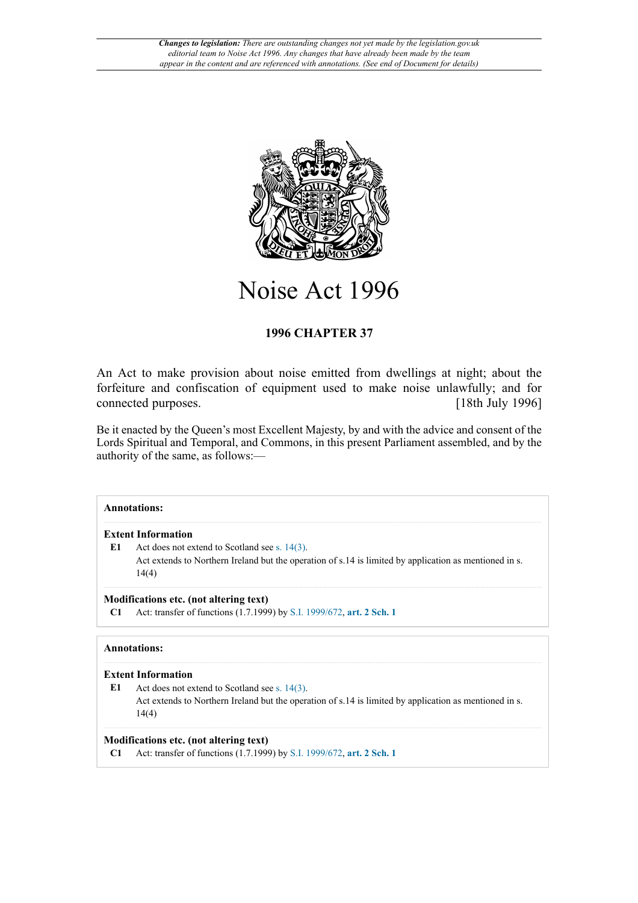*Changes to legislation: There are outstanding changes not yet made by the legislation.gov.uk editorial team to Noise Act 1996. Any changes that have already been made by the team appear in the content and are referenced with annotations. (See end of Document for details)*

# Noise Act 1996

**1996 CHAPTER 37**

An Act to make provision about noise emitted from dwellings at night; about the forfeiture and confiscation of equipment used to make noise unlawfully; and for connected purposes. [18th July 1996]

Be it enacted by the Queen's most Excellent Majesty, by and with the advice and consent of the Lords Spiritual and Temporal, and Commons, in this present Parliament assembled, and by the authority of the same, as follows:—

**Annotations:**

**Extent Information**

**E1** Act does not extend to Scotland see s. 14(3).
Act extends to Northern Ireland but the operation of s.14 is limited by application as mentioned in s. 14(4)

**Modifications etc. (not altering text)**

**C1** Act: transfer of functions (1.7.1999) by S.I. 1999/672, **art. 2 Sch. 1**

**Annotations:**

**Extent Information**

**E1** Act does not extend to Scotland see s. 14(3).
Act extends to Northern Ireland but the operation of s.14 is limited by application as mentioned in s. 14(4)

**Modifications etc. (not altering text)**

**C1** Act: transfer of functions (1.7.1999) by S.I. 1999/672, **art. 2 Sch. 1**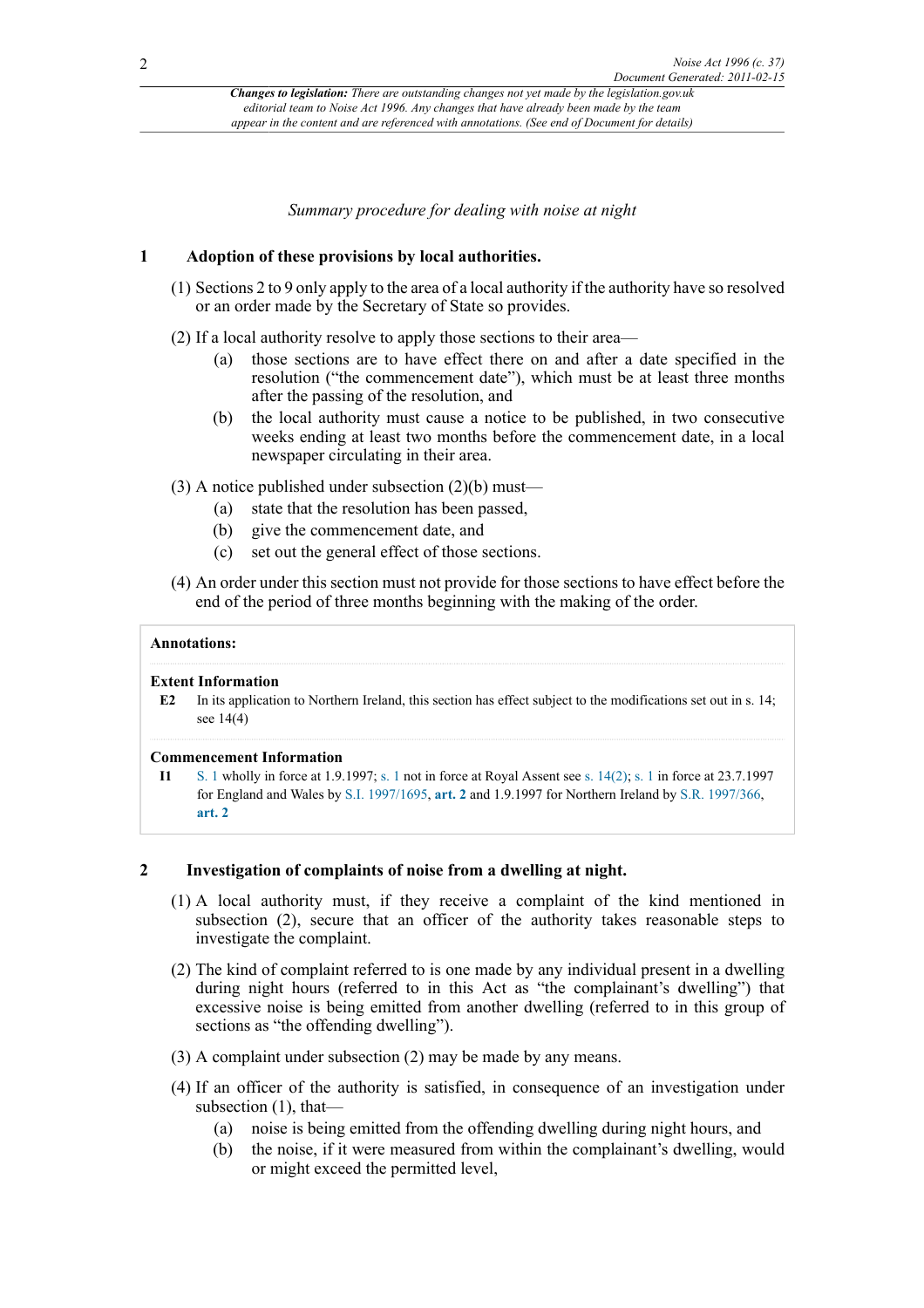*Changes to legislation: There are outstanding changes not yet made by the legislation.gov.uk editorial team to Noise Act 1996. Any changes that have already been made by the team appear in the content and are referenced with annotations. (See end of Document for details)*

*Summary procedure for dealing with noise at night*

## 1 Adoption of these provisions by local authorities.

(1) Sections 2 to 9 only apply to the area of a local authority if the authority have so resolved or an order made by the Secretary of State so provides.

(2) If a local authority resolve to apply those sections to their area—

- (a) those sections are to have effect there on and after a date specified in the resolution ("the commencement date"), which must be at least three months after the passing of the resolution, and
- (b) the local authority must cause a notice to be published, in two consecutive weeks ending at least two months before the commencement date, in a local newspaper circulating in their area.

(3) A notice published under subsection (2)(b) must—

- (a) state that the resolution has been passed,
- (b) give the commencement date, and
- (c) set out the general effect of those sections.

(4) An order under this section must not provide for those sections to have effect before the end of the period of three months beginning with the making of the order.

**Annotations:**

**Extent Information**

**E2** In its application to Northern Ireland, this section has effect subject to the modifications set out in s. 14; see 14(4)

**Commencement Information**

**I1** S. 1 wholly in force at 1.9.1997; s. 1 not in force at Royal Assent see s. 14(2); s. 1 in force at 23.7.1997 for England and Wales by S.I. 1997/1695, **art. 2** and 1.9.1997 for Northern Ireland by S.R. 1997/366, **art. 2**

## 2 Investigation of complaints of noise from a dwelling at night.

(1) A local authority must, if they receive a complaint of the kind mentioned in subsection (2), secure that an officer of the authority takes reasonable steps to investigate the complaint.

(2) The kind of complaint referred to is one made by any individual present in a dwelling during night hours (referred to in this Act as "the complainant's dwelling") that excessive noise is being emitted from another dwelling (referred to in this group of sections as "the offending dwelling").

(3) A complaint under subsection (2) may be made by any means.

(4) If an officer of the authority is satisfied, in consequence of an investigation under subsection (1), that—

- (a) noise is being emitted from the offending dwelling during night hours, and
- (b) the noise, if it were measured from within the complainant's dwelling, would or might exceed the permitted level,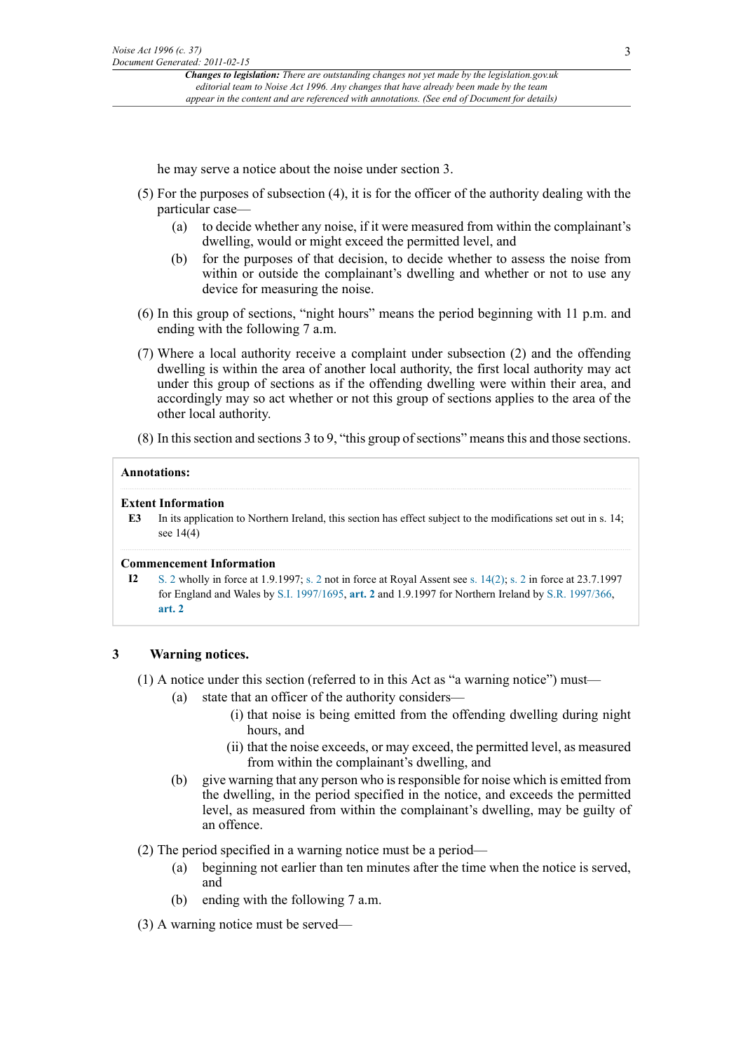he may serve a notice about the noise under section 3.

(5) For the purposes of subsection (4), it is for the officer of the authority dealing with the particular case—

- (a) to decide whether any noise, if it were measured from within the complainant's dwelling, would or might exceed the permitted level, and
- (b) for the purposes of that decision, to decide whether to assess the noise from within or outside the complainant's dwelling and whether or not to use any device for measuring the noise.

(6) In this group of sections, "night hours" means the period beginning with 11 p.m. and ending with the following 7 a.m.

(7) Where a local authority receive a complaint under subsection (2) and the offending dwelling is within the area of another local authority, the first local authority may act under this group of sections as if the offending dwelling were within their area, and accordingly may so act whether or not this group of sections applies to the area of the other local authority.

(8) In this section and sections 3 to 9, "this group of sections" means this and those sections.

**Annotations:**

**Extent Information**

**E3** In its application to Northern Ireland, this section has effect subject to the modifications set out in s. 14; see 14(4)

**Commencement Information**

**I2** S. 2 wholly in force at 1.9.1997; s. 2 not in force at Royal Assent see s. 14(2); s. 2 in force at 23.7.1997 for England and Wales by S.I. 1997/1695, **art. 2** and 1.9.1997 for Northern Ireland by S.R. 1997/366, **art. 2**

## 3 Warning notices.

(1) A notice under this section (referred to in this Act as "a warning notice") must—

- (a) state that an officer of the authority considers—
  - (i) that noise is being emitted from the offending dwelling during night hours, and
  - (ii) that the noise exceeds, or may exceed, the permitted level, as measured from within the complainant's dwelling, and
- (b) give warning that any person who is responsible for noise which is emitted from the dwelling, in the period specified in the notice, and exceeds the permitted level, as measured from within the complainant's dwelling, may be guilty of an offence.

(2) The period specified in a warning notice must be a period—

- (a) beginning not earlier than ten minutes after the time when the notice is served, and
- (b) ending with the following 7 a.m.

(3) A warning notice must be served—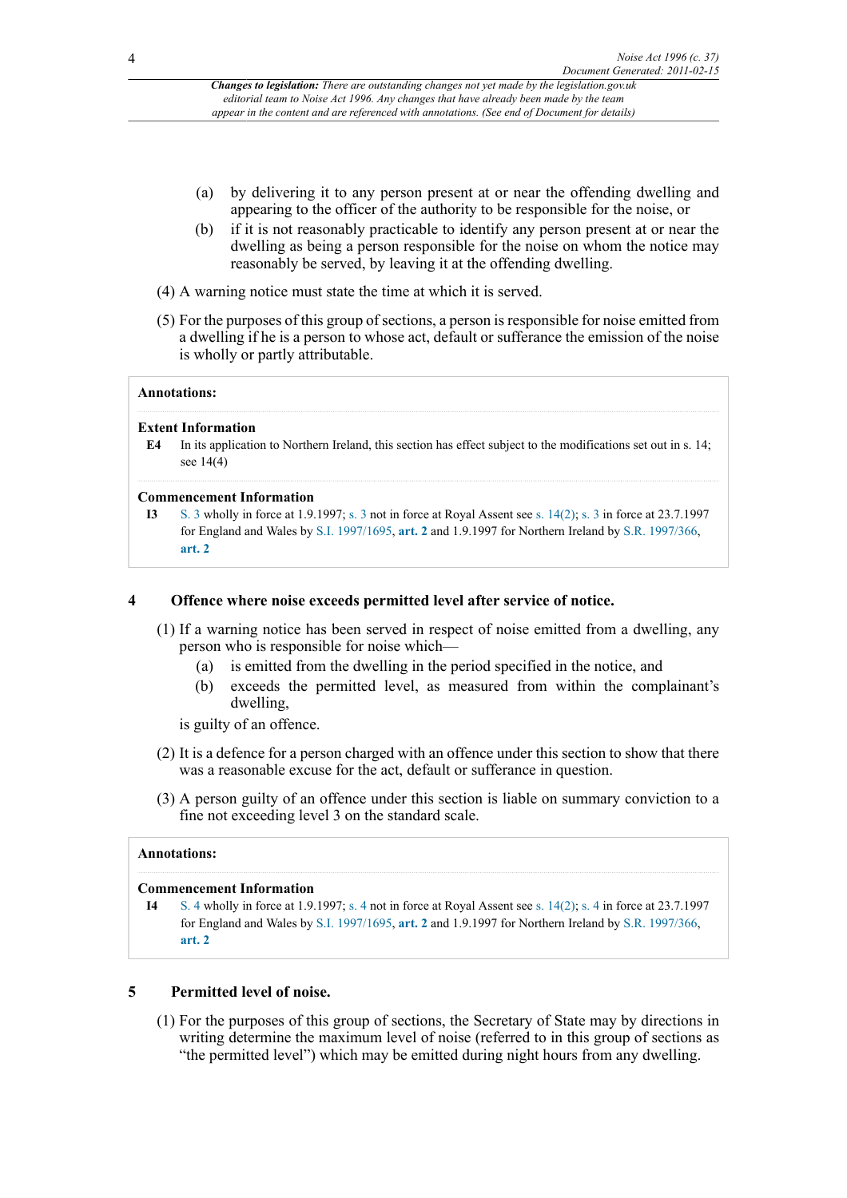(a) by delivering it to any person present at or near the offending dwelling and appearing to the officer of the authority to be responsible for the noise, or

(b) if it is not reasonably practicable to identify any person present at or near the dwelling as being a person responsible for the noise on whom the notice may reasonably be served, by leaving it at the offending dwelling.

(4) A warning notice must state the time at which it is served.

(5) For the purposes of this group of sections, a person is responsible for noise emitted from a dwelling if he is a person to whose act, default or sufferance the emission of the noise is wholly or partly attributable.

**Annotations:**

**Extent Information**

**E4** In its application to Northern Ireland, this section has effect subject to the modifications set out in s. 14; see 14(4)

**Commencement Information**

**I3** S. 3 wholly in force at 1.9.1997; s. 3 not in force at Royal Assent see s. 14(2); s. 3 in force at 23.7.1997 for England and Wales by S.I. 1997/1695, **art. 2** and 1.9.1997 for Northern Ireland by S.R. 1997/366, **art. 2**

## 4 Offence where noise exceeds permitted level after service of notice.

(1) If a warning notice has been served in respect of noise emitted from a dwelling, any person who is responsible for noise which—

(a) is emitted from the dwelling in the period specified in the notice, and

(b) exceeds the permitted level, as measured from within the complainant's dwelling,

is guilty of an offence.

(2) It is a defence for a person charged with an offence under this section to show that there was a reasonable excuse for the act, default or sufferance in question.

(3) A person guilty of an offence under this section is liable on summary conviction to a fine not exceeding level 3 on the standard scale.

**Annotations:**

**Commencement Information**

**I4** S. 4 wholly in force at 1.9.1997; s. 4 not in force at Royal Assent see s. 14(2); s. 4 in force at 23.7.1997 for England and Wales by S.I. 1997/1695, **art. 2** and 1.9.1997 for Northern Ireland by S.R. 1997/366, **art. 2**

## 5 Permitted level of noise.

(1) For the purposes of this group of sections, the Secretary of State may by directions in writing determine the maximum level of noise (referred to in this group of sections as "the permitted level") which may be emitted during night hours from any dwelling.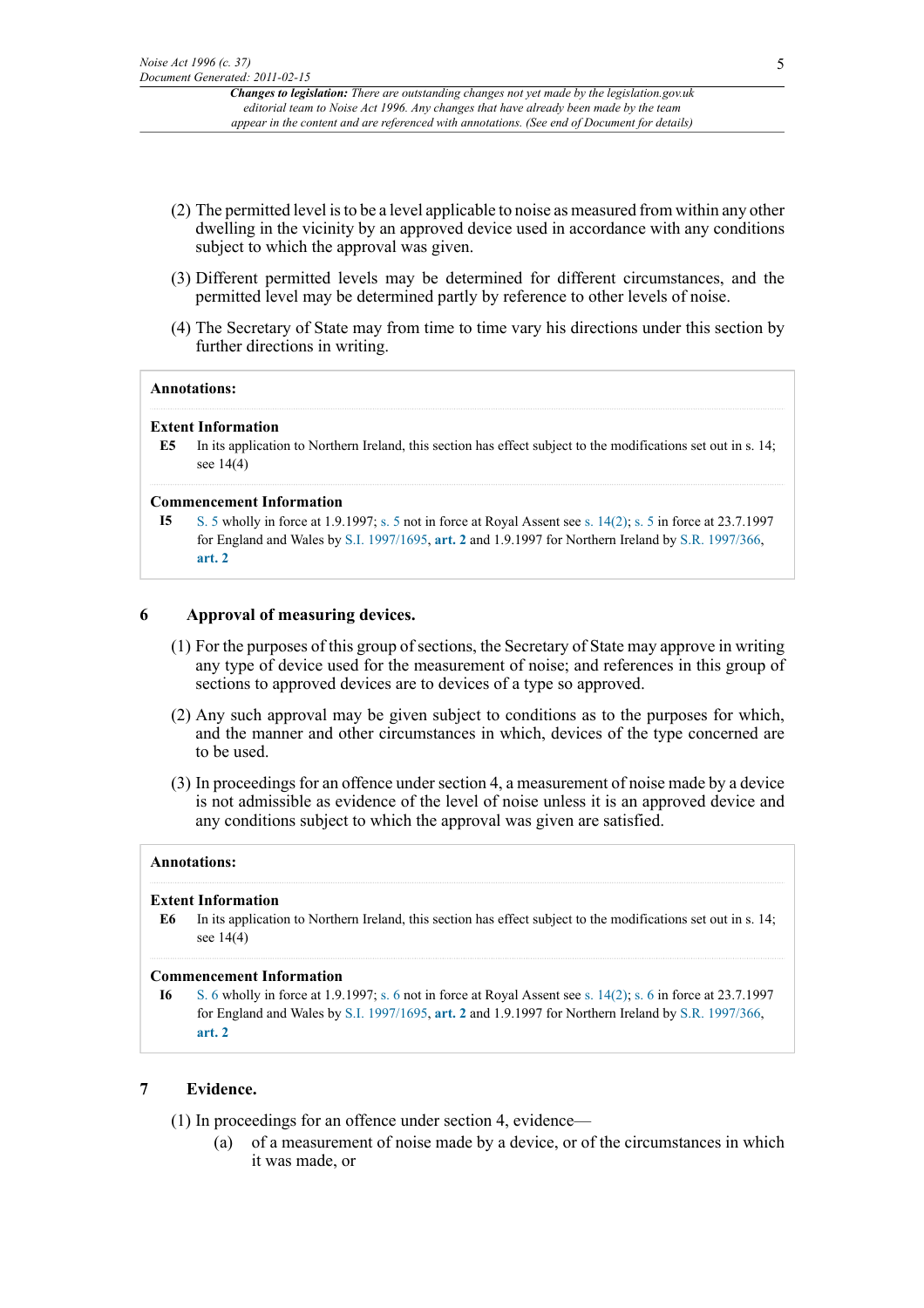(2) The permitted level is to be a level applicable to noise as measured from within any other dwelling in the vicinity by an approved device used in accordance with any conditions subject to which the approval was given.

(3) Different permitted levels may be determined for different circumstances, and the permitted level may be determined partly by reference to other levels of noise.

(4) The Secretary of State may from time to time vary his directions under this section by further directions in writing.

**Annotations:**

**Extent Information**

**E5** In its application to Northern Ireland, this section has effect subject to the modifications set out in s. 14; see 14(4)

**Commencement Information**

**I5** S. 5 wholly in force at 1.9.1997; s. 5 not in force at Royal Assent see s. 14(2); s. 5 in force at 23.7.1997 for England and Wales by S.I. 1997/1695, **art. 2** and 1.9.1997 for Northern Ireland by S.R. 1997/366, **art. 2**

## 6 Approval of measuring devices.

(1) For the purposes of this group of sections, the Secretary of State may approve in writing any type of device used for the measurement of noise; and references in this group of sections to approved devices are to devices of a type so approved.

(2) Any such approval may be given subject to conditions as to the purposes for which, and the manner and other circumstances in which, devices of the type concerned are to be used.

(3) In proceedings for an offence under section 4, a measurement of noise made by a device is not admissible as evidence of the level of noise unless it is an approved device and any conditions subject to which the approval was given are satisfied.

**Annotations:**

**Extent Information**

**E6** In its application to Northern Ireland, this section has effect subject to the modifications set out in s. 14; see 14(4)

**Commencement Information**

**I6** S. 6 wholly in force at 1.9.1997; s. 6 not in force at Royal Assent see s. 14(2); s. 6 in force at 23.7.1997 for England and Wales by S.I. 1997/1695, **art. 2** and 1.9.1997 for Northern Ireland by S.R. 1997/366, **art. 2**

## 7 Evidence.

(1) In proceedings for an offence under section 4, evidence—

(a) of a measurement of noise made by a device, or of the circumstances in which it was made, or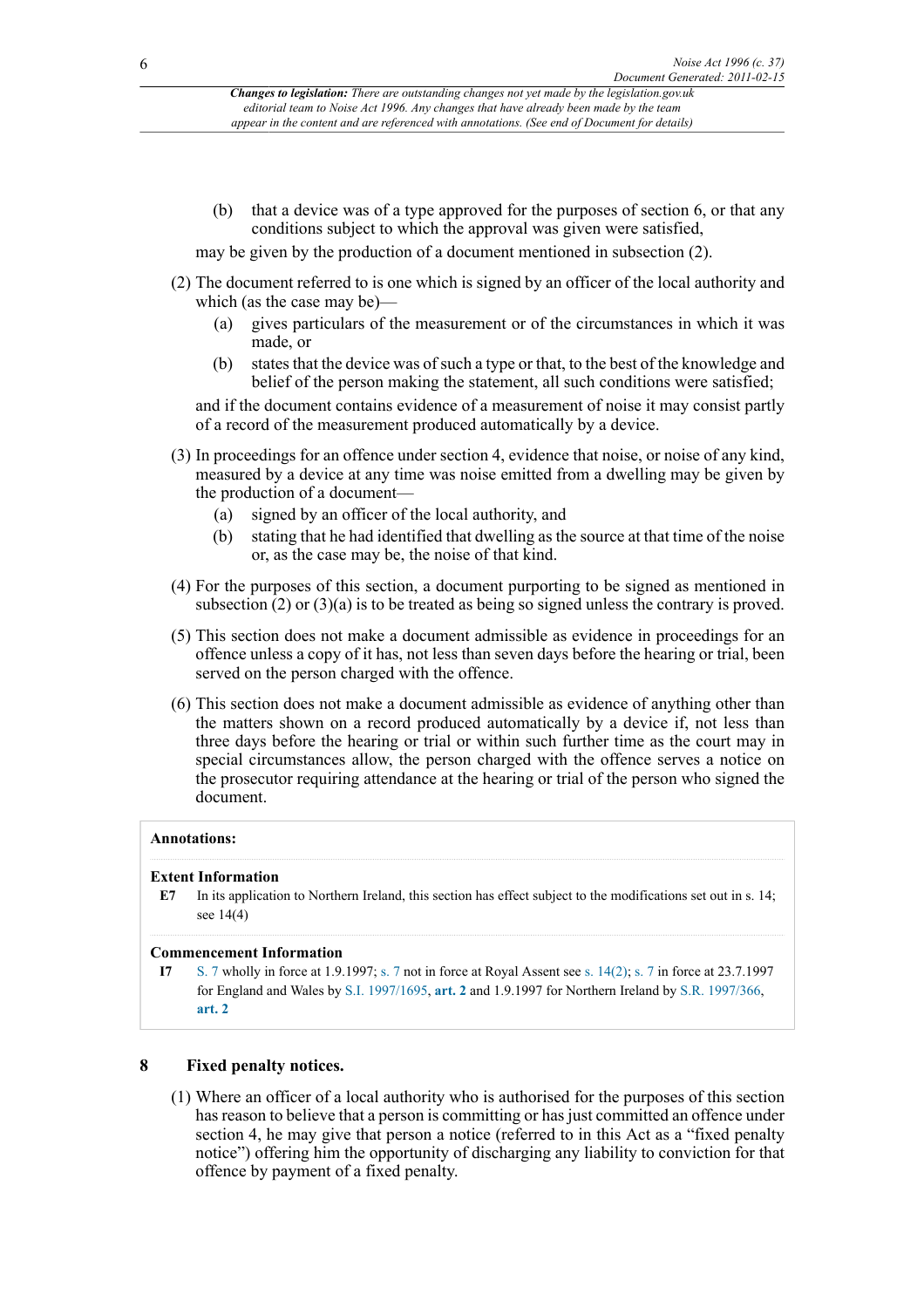(b) that a device was of a type approved for the purposes of section 6, or that any conditions subject to which the approval was given were satisfied,

may be given by the production of a document mentioned in subsection (2).

(2) The document referred to is one which is signed by an officer of the local authority and which (as the case may be)—

(a) gives particulars of the measurement or of the circumstances in which it was made, or

(b) states that the device was of such a type or that, to the best of the knowledge and belief of the person making the statement, all such conditions were satisfied;

and if the document contains evidence of a measurement of noise it may consist partly of a record of the measurement produced automatically by a device.

(3) In proceedings for an offence under section 4, evidence that noise, or noise of any kind, measured by a device at any time was noise emitted from a dwelling may be given by the production of a document—

(a) signed by an officer of the local authority, and

(b) stating that he had identified that dwelling as the source at that time of the noise or, as the case may be, the noise of that kind.

(4) For the purposes of this section, a document purporting to be signed as mentioned in subsection (2) or (3)(a) is to be treated as being so signed unless the contrary is proved.

(5) This section does not make a document admissible as evidence in proceedings for an offence unless a copy of it has, not less than seven days before the hearing or trial, been served on the person charged with the offence.

(6) This section does not make a document admissible as evidence of anything other than the matters shown on a record produced automatically by a device if, not less than three days before the hearing or trial or within such further time as the court may in special circumstances allow, the person charged with the offence serves a notice on the prosecutor requiring attendance at the hearing or trial of the person who signed the document.

**Annotations:**

**Extent Information**

**E7** In its application to Northern Ireland, this section has effect subject to the modifications set out in s. 14; see 14(4)

**Commencement Information**

**I7** S. 7 wholly in force at 1.9.1997; s. 7 not in force at Royal Assent see s. 14(2); s. 7 in force at 23.7.1997 for England and Wales by S.I. 1997/1695, **art. 2** and 1.9.1997 for Northern Ireland by S.R. 1997/366, **art. 2**

## 8 Fixed penalty notices.

(1) Where an officer of a local authority who is authorised for the purposes of this section has reason to believe that a person is committing or has just committed an offence under section 4, he may give that person a notice (referred to in this Act as a "fixed penalty notice") offering him the opportunity of discharging any liability to conviction for that offence by payment of a fixed penalty.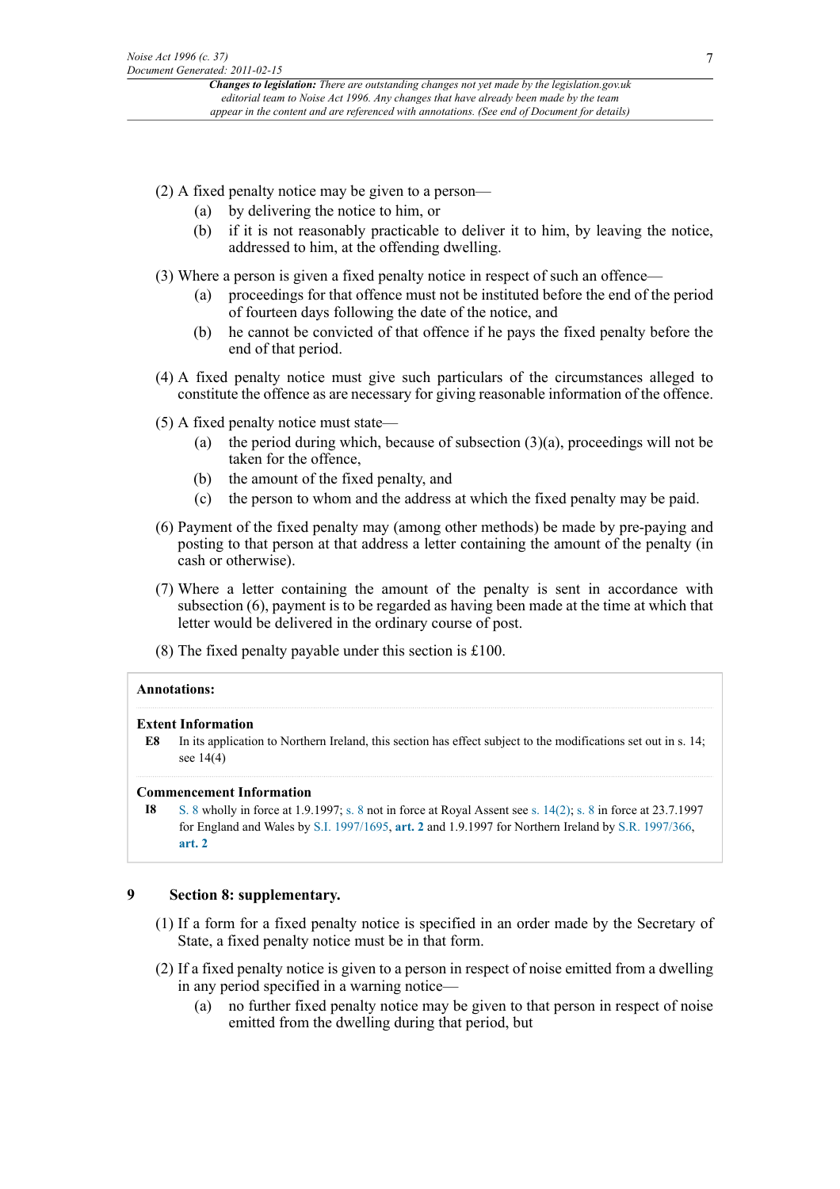(2) A fixed penalty notice may be given to a person—

- (a) by delivering the notice to him, or
- (b) if it is not reasonably practicable to deliver it to him, by leaving the notice, addressed to him, at the offending dwelling.

(3) Where a person is given a fixed penalty notice in respect of such an offence—

- (a) proceedings for that offence must not be instituted before the end of the period of fourteen days following the date of the notice, and
- (b) he cannot be convicted of that offence if he pays the fixed penalty before the end of that period.

(4) A fixed penalty notice must give such particulars of the circumstances alleged to constitute the offence as are necessary for giving reasonable information of the offence.

(5) A fixed penalty notice must state—

- (a) the period during which, because of subsection (3)(a), proceedings will not be taken for the offence,
- (b) the amount of the fixed penalty, and
- (c) the person to whom and the address at which the fixed penalty may be paid.

(6) Payment of the fixed penalty may (among other methods) be made by pre-paying and posting to that person at that address a letter containing the amount of the penalty (in cash or otherwise).

(7) Where a letter containing the amount of the penalty is sent in accordance with subsection (6), payment is to be regarded as having been made at the time at which that letter would be delivered in the ordinary course of post.

(8) The fixed penalty payable under this section is £100.

**Annotations:**

**Extent Information**

**E8** In its application to Northern Ireland, this section has effect subject to the modifications set out in s. 14; see 14(4)

**Commencement Information**

**I8** S. 8 wholly in force at 1.9.1997; s. 8 not in force at Royal Assent see s. 14(2); s. 8 in force at 23.7.1997 for England and Wales by S.I. 1997/1695, **art. 2** and 1.9.1997 for Northern Ireland by S.R. 1997/366, **art. 2**

## 9 Section 8: supplementary.

(1) If a form for a fixed penalty notice is specified in an order made by the Secretary of State, a fixed penalty notice must be in that form.

(2) If a fixed penalty notice is given to a person in respect of noise emitted from a dwelling in any period specified in a warning notice—

- (a) no further fixed penalty notice may be given to that person in respect of noise emitted from the dwelling during that period, but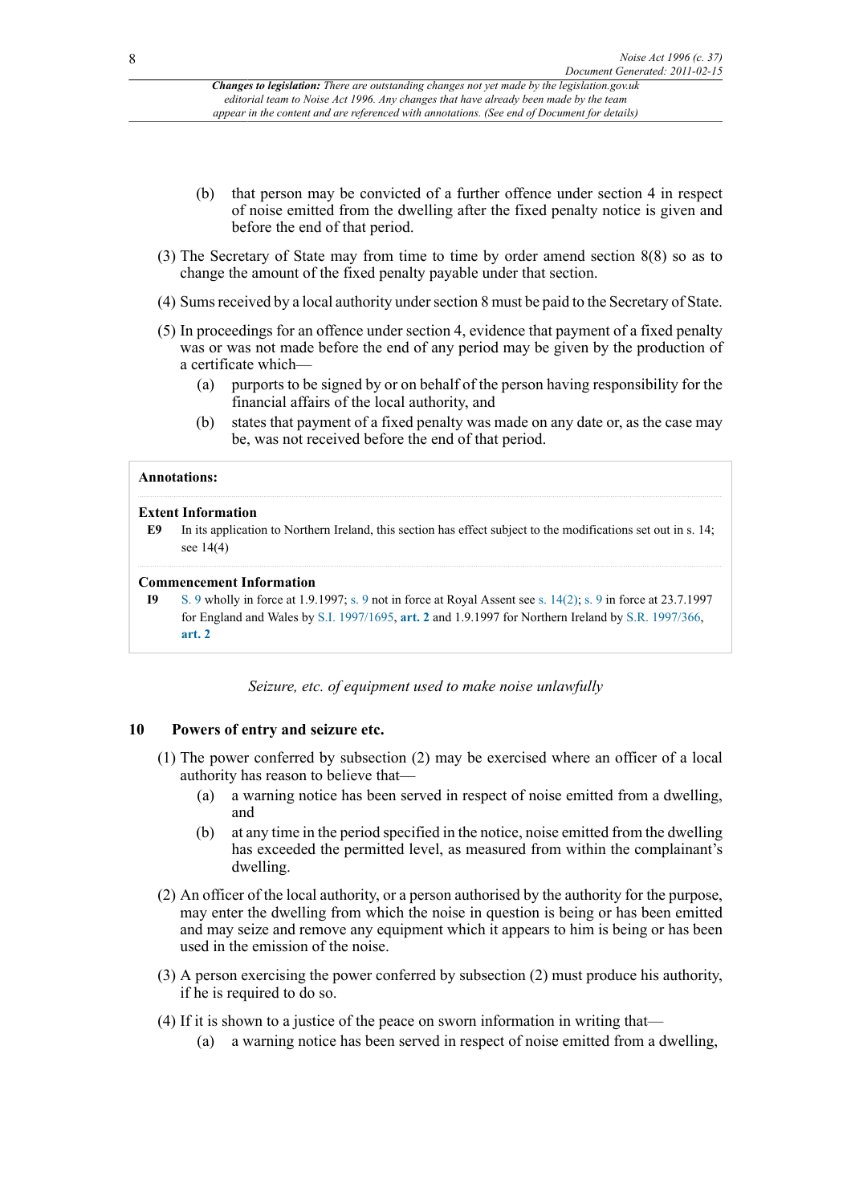(b) that person may be convicted of a further offence under section 4 in respect of noise emitted from the dwelling after the fixed penalty notice is given and before the end of that period.

(3) The Secretary of State may from time to time by order amend section 8(8) so as to change the amount of the fixed penalty payable under that section.

(4) Sums received by a local authority under section 8 must be paid to the Secretary of State.

(5) In proceedings for an offence under section 4, evidence that payment of a fixed penalty was or was not made before the end of any period may be given by the production of a certificate which—

(a) purports to be signed by or on behalf of the person having responsibility for the financial affairs of the local authority, and

(b) states that payment of a fixed penalty was made on any date or, as the case may be, was not received before the end of that period.

**Annotations:**

**Extent Information**

**E9** In its application to Northern Ireland, this section has effect subject to the modifications set out in s. 14; see 14(4)

**Commencement Information**

**I9** S. 9 wholly in force at 1.9.1997; s. 9 not in force at Royal Assent see s. 14(2); s. 9 in force at 23.7.1997 for England and Wales by S.I. 1997/1695, **art. 2** and 1.9.1997 for Northern Ireland by S.R. 1997/366, **art. 2**

*Seizure, etc. of equipment used to make noise unlawfully*

## 10 Powers of entry and seizure etc.

(1) The power conferred by subsection (2) may be exercised where an officer of a local authority has reason to believe that—

(a) a warning notice has been served in respect of noise emitted from a dwelling, and

(b) at any time in the period specified in the notice, noise emitted from the dwelling has exceeded the permitted level, as measured from within the complainant's dwelling.

(2) An officer of the local authority, or a person authorised by the authority for the purpose, may enter the dwelling from which the noise in question is being or has been emitted and may seize and remove any equipment which it appears to him is being or has been used in the emission of the noise.

(3) A person exercising the power conferred by subsection (2) must produce his authority, if he is required to do so.

(4) If it is shown to a justice of the peace on sworn information in writing that—

(a) a warning notice has been served in respect of noise emitted from a dwelling,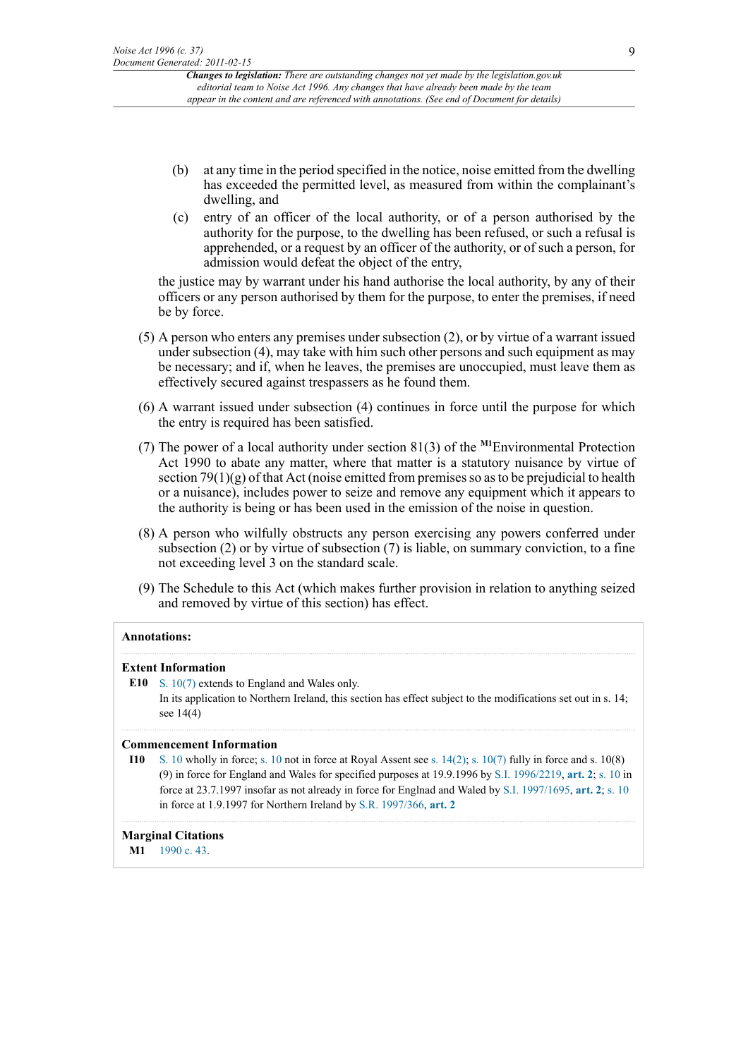(b) at any time in the period specified in the notice, noise emitted from the dwelling has exceeded the permitted level, as measured from within the complainant's dwelling, and

(c) entry of an officer of the local authority, or of a person authorised by the authority for the purpose, to the dwelling has been refused, or such a refusal is apprehended, or a request by an officer of the authority, or of such a person, for admission would defeat the object of the entry,

the justice may by warrant under his hand authorise the local authority, by any of their officers or any person authorised by them for the purpose, to enter the premises, if need be by force.

(5) A person who enters any premises under subsection (2), or by virtue of a warrant issued under subsection (4), may take with him such other persons and such equipment as may be necessary; and if, when he leaves, the premises are unoccupied, must leave them as effectively secured against trespassers as he found them.

(6) A warrant issued under subsection (4) continues in force until the purpose for which the entry is required has been satisfied.

(7) The power of a local authority under section 81(3) of the [M1]Environmental Protection Act 1990 to abate any matter, where that matter is a statutory nuisance by virtue of section 79(1)(g) of that Act (noise emitted from premises so as to be prejudicial to health or a nuisance), includes power to seize and remove any equipment which it appears to the authority is being or has been used in the emission of the noise in question.

(8) A person who wilfully obstructs any person exercising any powers conferred under subsection (2) or by virtue of subsection (7) is liable, on summary conviction, to a fine not exceeding level 3 on the standard scale.

(9) The Schedule to this Act (which makes further provision in relation to anything seized and removed by virtue of this section) has effect.

**Annotations:**

**Extent Information**

**E10** S. 10(7) extends to England and Wales only.
In its application to Northern Ireland, this section has effect subject to the modifications set out in s. 14; see 14(4)

**Commencement Information**

**I10** S. 10 wholly in force; s. 10 not in force at Royal Assent see s. 14(2); s. 10(7) fully in force and s. 10(8)(9) in force for England and Wales for specified purposes at 19.9.1996 by S.I. 1996/2219, **art. 2**; s. 10 in force at 23.7.1997 insofar as not already in force for Englnad and Waled by S.I. 1997/1695, **art. 2**; s. 10 in force at 1.9.1997 for Northern Ireland by S.R. 1997/366, **art. 2**

**Marginal Citations**

**M1** 1990 c. 43.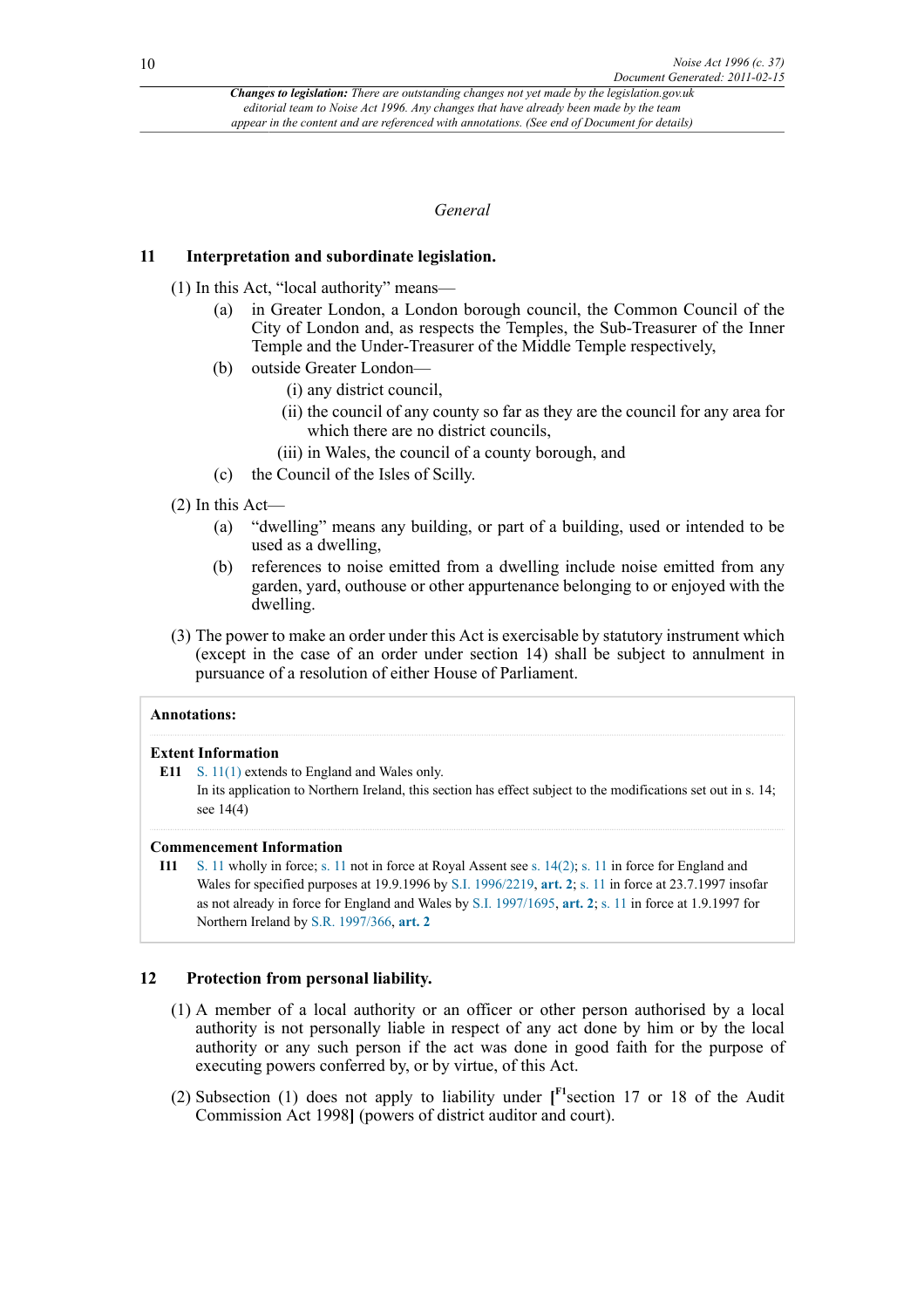*Changes to legislation: There are outstanding changes not yet made by the legislation.gov.uk editorial team to Noise Act 1996. Any changes that have already been made by the team appear in the content and are referenced with annotations. (See end of Document for details)*

### *General*

## 11 Interpretation and subordinate legislation.

(1) In this Act, "local authority" means—

- (a) in Greater London, a London borough council, the Common Council of the City of London and, as respects the Temples, the Sub-Treasurer of the Inner Temple and the Under-Treasurer of the Middle Temple respectively,
- (b) outside Greater London—
  - (i) any district council,
  - (ii) the council of any county so far as they are the council for any area for which there are no district councils,
  - (iii) in Wales, the council of a county borough, and
- (c) the Council of the Isles of Scilly.

(2) In this Act—

- (a) "dwelling" means any building, or part of a building, used or intended to be used as a dwelling,
- (b) references to noise emitted from a dwelling include noise emitted from any garden, yard, outhouse or other appurtenance belonging to or enjoyed with the dwelling.

(3) The power to make an order under this Act is exercisable by statutory instrument which (except in the case of an order under section 14) shall be subject to annulment in pursuance of a resolution of either House of Parliament.

**Annotations:**

**Extent Information**

**E11** S. 11(1) extends to England and Wales only.
In its application to Northern Ireland, this section has effect subject to the modifications set out in s. 14; see 14(4)

**Commencement Information**

**I11** S. 11 wholly in force; s. 11 not in force at Royal Assent see s. 14(2); s. 11 in force for England and Wales for specified purposes at 19.9.1996 by S.I. 1996/2219, **art. 2**; s. 11 in force at 23.7.1997 insofar as not already in force for England and Wales by S.I. 1997/1695, **art. 2**; s. 11 in force at 1.9.1997 for Northern Ireland by S.R. 1997/366, **art. 2**

## 12 Protection from personal liability.

(1) A member of a local authority or an officer or other person authorised by a local authority is not personally liable in respect of any act done by him or by the local authority or any such person if the act was done in good faith for the purpose of executing powers conferred by, or by virtue, of this Act.

(2) Subsection (1) does not apply to liability under **[**[F1]section 17 or 18 of the Audit Commission Act 1998**]** (powers of district auditor and court).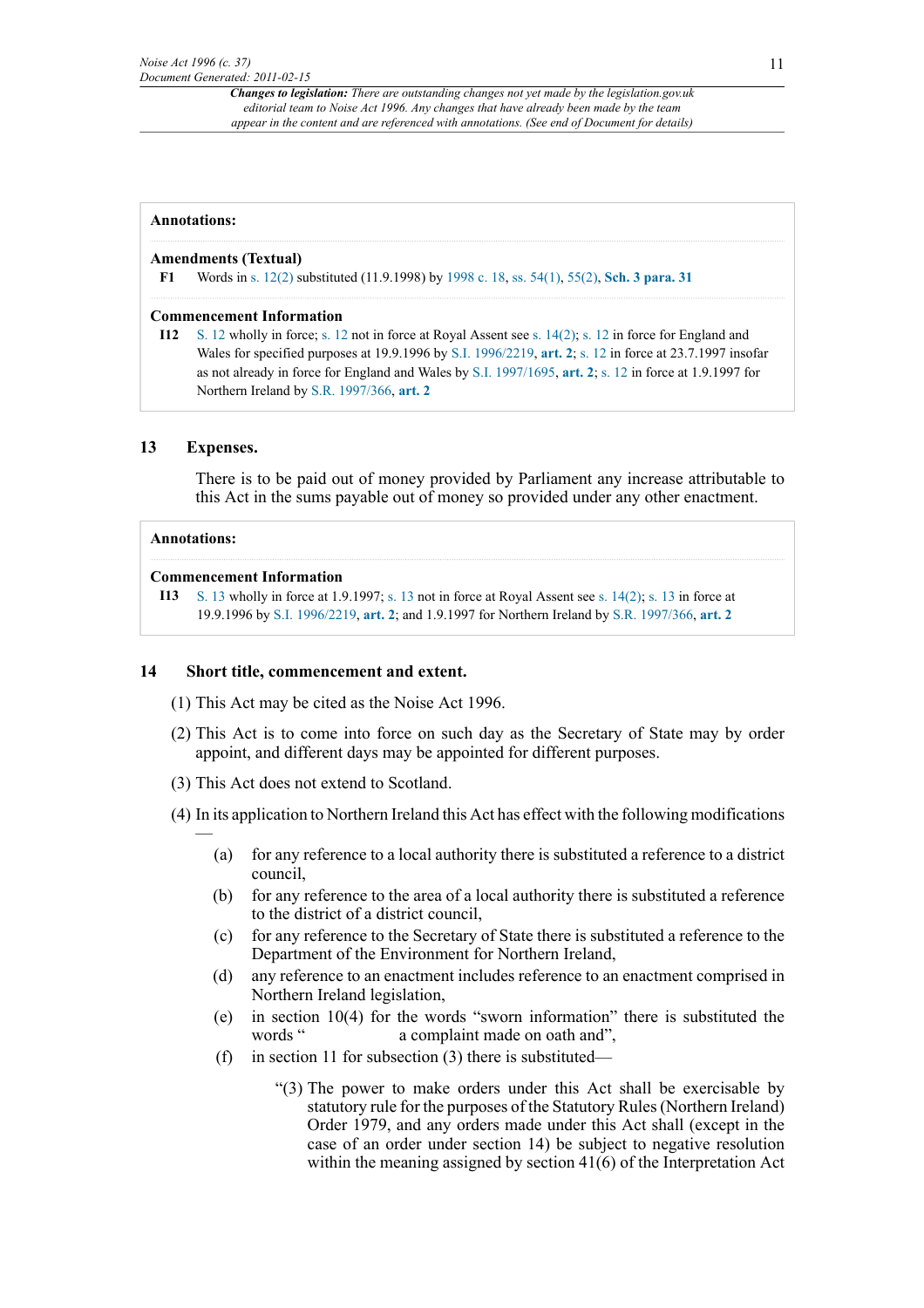**Annotations:**

**Amendments (Textual)**

**F1** Words in s. 12(2) substituted (11.9.1998) by 1998 c. 18, ss. 54(1), 55(2), **Sch. 3 para. 31**

**Commencement Information**

**I12** S. 12 wholly in force; s. 12 not in force at Royal Assent see s. 14(2); s. 12 in force for England and Wales for specified purposes at 19.9.1996 by S.I. 1996/2219, **art. 2**; s. 12 in force at 23.7.1997 insofar as not already in force for England and Wales by S.I. 1997/1695, **art. 2**; s. 12 in force at 1.9.1997 for Northern Ireland by S.R. 1997/366, **art. 2**

## 13 Expenses.

There is to be paid out of money provided by Parliament any increase attributable to this Act in the sums payable out of money so provided under any other enactment.

**Annotations:**

**Commencement Information**

**I13** S. 13 wholly in force at 1.9.1997; s. 13 not in force at Royal Assent see s. 14(2); s. 13 in force at 19.9.1996 by S.I. 1996/2219, **art. 2**; and 1.9.1997 for Northern Ireland by S.R. 1997/366, **art. 2**

## 14 Short title, commencement and extent.

(1) This Act may be cited as the Noise Act 1996.

(2) This Act is to come into force on such day as the Secretary of State may by order appoint, and different days may be appointed for different purposes.

(3) This Act does not extend to Scotland.

(4) In its application to Northern Ireland this Act has effect with the following modifications —

- (a) for any reference to a local authority there is substituted a reference to a district council,
- (b) for any reference to the area of a local authority there is substituted a reference to the district of a district council,
- (c) for any reference to the Secretary of State there is substituted a reference to the Department of the Environment for Northern Ireland,
- (d) any reference to an enactment includes reference to an enactment comprised in Northern Ireland legislation,
- (e) in section 10(4) for the words “sworn information” there is substituted the words “ a complaint made on oath and”,
- (f) in section 11 for subsection (3) there is substituted—

“(3) The power to make orders under this Act shall be exercisable by statutory rule for the purposes of the Statutory Rules (Northern Ireland) Order 1979, and any orders made under this Act shall (except in the case of an order under section 14) be subject to negative resolution within the meaning assigned by section 41(6) of the Interpretation Act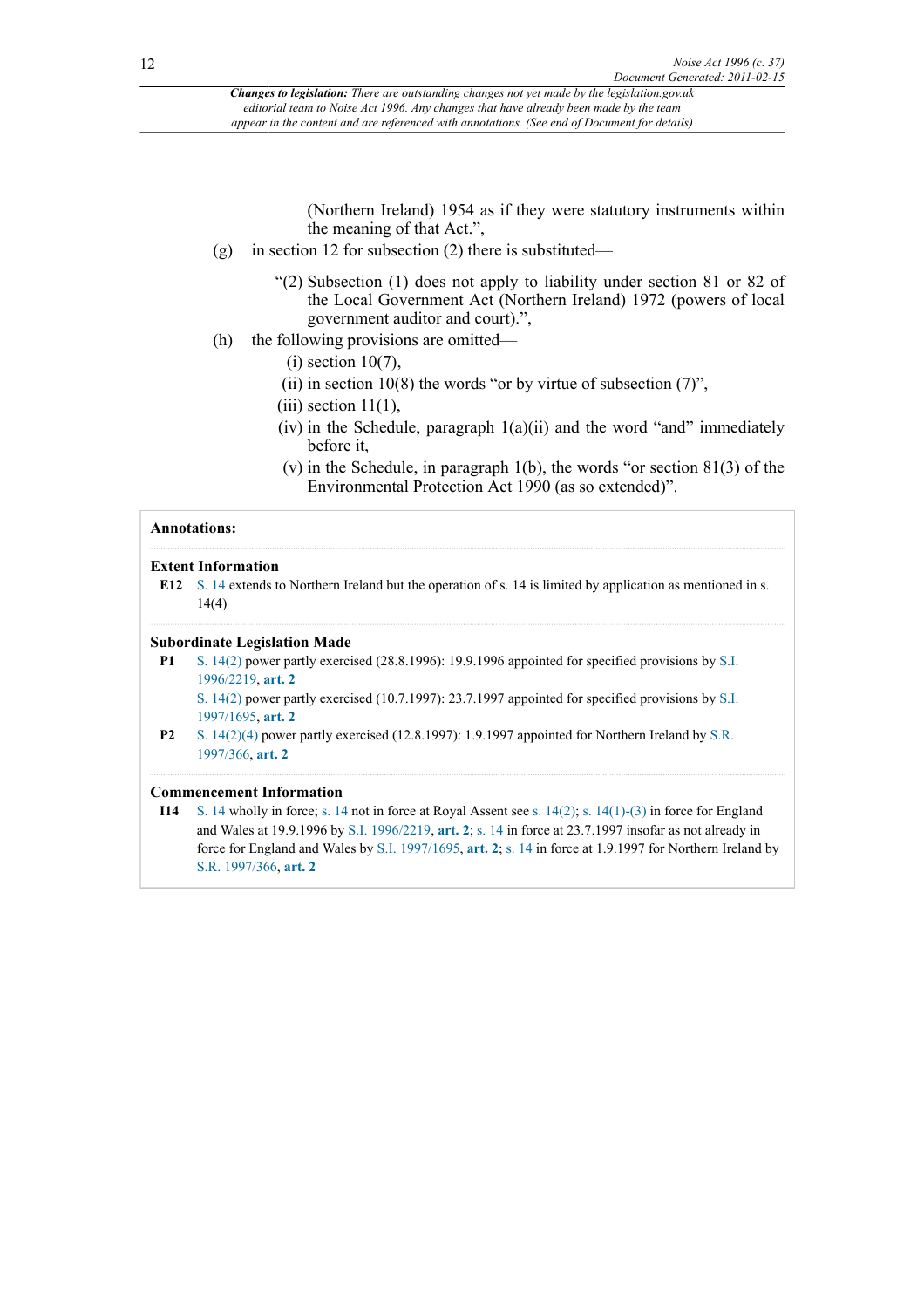(Northern Ireland) 1954 as if they were statutory instruments within the meaning of that Act.”,

(g) in section 12 for subsection (2) there is substituted—

“(2) Subsection (1) does not apply to liability under section 81 or 82 of the Local Government Act (Northern Ireland) 1972 (powers of local government auditor and court).”,

(h) the following provisions are omitted—

(i) section 10(7),

(ii) in section 10(8) the words “or by virtue of subsection (7)”,

(iii) section 11(1),

(iv) in the Schedule, paragraph 1(a)(ii) and the word “and” immediately before it,

(v) in the Schedule, in paragraph 1(b), the words “or section 81(3) of the Environmental Protection Act 1990 (as so extended)”.

**Annotations:**

**Extent Information**

**E12** S. 14 extends to Northern Ireland but the operation of s. 14 is limited by application as mentioned in s. 14(4)

**Subordinate Legislation Made**

**P1** S. 14(2) power partly exercised (28.8.1996): 19.9.1996 appointed for specified provisions by S.I. 1996/2219, **art. 2**

S. 14(2) power partly exercised (10.7.1997): 23.7.1997 appointed for specified provisions by S.I. 1997/1695, **art. 2**

**P2** S. 14(2)(4) power partly exercised (12.8.1997): 1.9.1997 appointed for Northern Ireland by S.R. 1997/366, **art. 2**

**Commencement Information**

**I14** S. 14 wholly in force; s. 14 not in force at Royal Assent see s. 14(2); s. 14(1)-(3) in force for England and Wales at 19.9.1996 by S.I. 1996/2219, **art. 2**; s. 14 in force at 23.7.1997 insofar as not already in force for England and Wales by S.I. 1997/1695, **art. 2**; s. 14 in force at 1.9.1997 for Northern Ireland by S.R. 1997/366, **art. 2**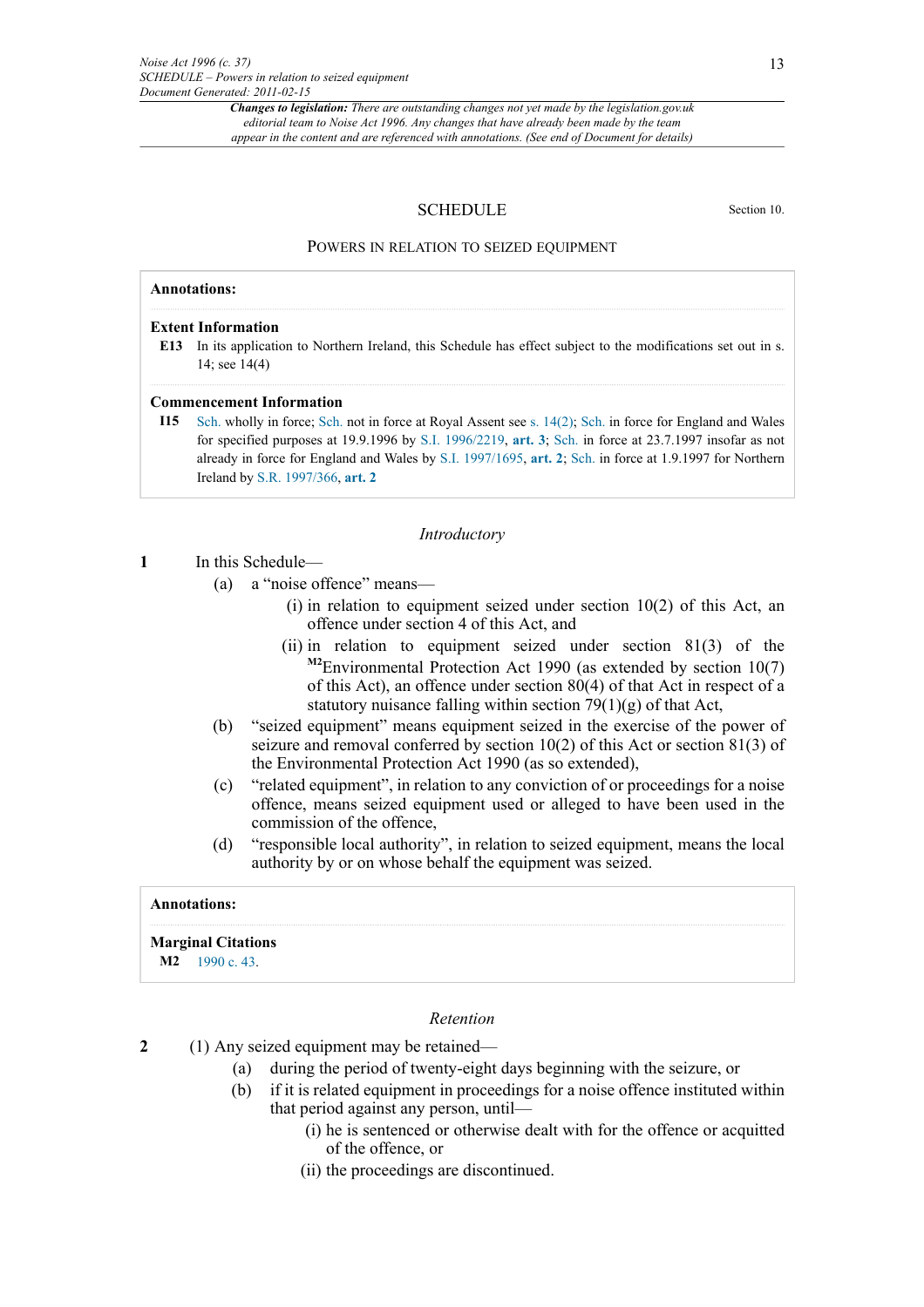*Changes to legislation: There are outstanding changes not yet made by the legislation.gov.uk editorial team to Noise Act 1996. Any changes that have already been made by the team appear in the content and are referenced with annotations. (See end of Document for details)*

# SCHEDULE

Section 10.

## POWERS IN RELATION TO SEIZED EQUIPMENT

**Annotations:**

**Extent Information**

**E13** In its application to Northern Ireland, this Schedule has effect subject to the modifications set out in s. 14; see 14(4)

**Commencement Information**

**I15** Sch. wholly in force; Sch. not in force at Royal Assent see s. 14(2); Sch. in force for England and Wales for specified purposes at 19.9.1996 by S.I. 1996/2219, **art. 3**; Sch. in force at 23.7.1997 insofar as not already in force for England and Wales by S.I. 1997/1695, **art. 2**; Sch. in force at 1.9.1997 for Northern Ireland by S.R. 1997/366, **art. 2**

### *Introductory*

**1** In this Schedule—

(a) a "noise offence" means—

(i) in relation to equipment seized under section 10(2) of this Act, an offence under section 4 of this Act, and

(ii) in relation to equipment seized under section 81(3) of the [M2]Environmental Protection Act 1990 (as extended by section 10(7) of this Act), an offence under section 80(4) of that Act in respect of a statutory nuisance falling within section 79(1)(g) of that Act,

(b) "seized equipment" means equipment seized in the exercise of the power of seizure and removal conferred by section 10(2) of this Act or section 81(3) of the Environmental Protection Act 1990 (as so extended),

(c) "related equipment", in relation to any conviction of or proceedings for a noise offence, means seized equipment used or alleged to have been used in the commission of the offence,

(d) "responsible local authority", in relation to seized equipment, means the local authority by or on whose behalf the equipment was seized.

**Annotations:**

**Marginal Citations**

**M2** 1990 c. 43.

### *Retention*

**2** (1) Any seized equipment may be retained—

(a) during the period of twenty-eight days beginning with the seizure, or

(b) if it is related equipment in proceedings for a noise offence instituted within that period against any person, until—

(i) he is sentenced or otherwise dealt with for the offence or acquitted of the offence, or

(ii) the proceedings are discontinued.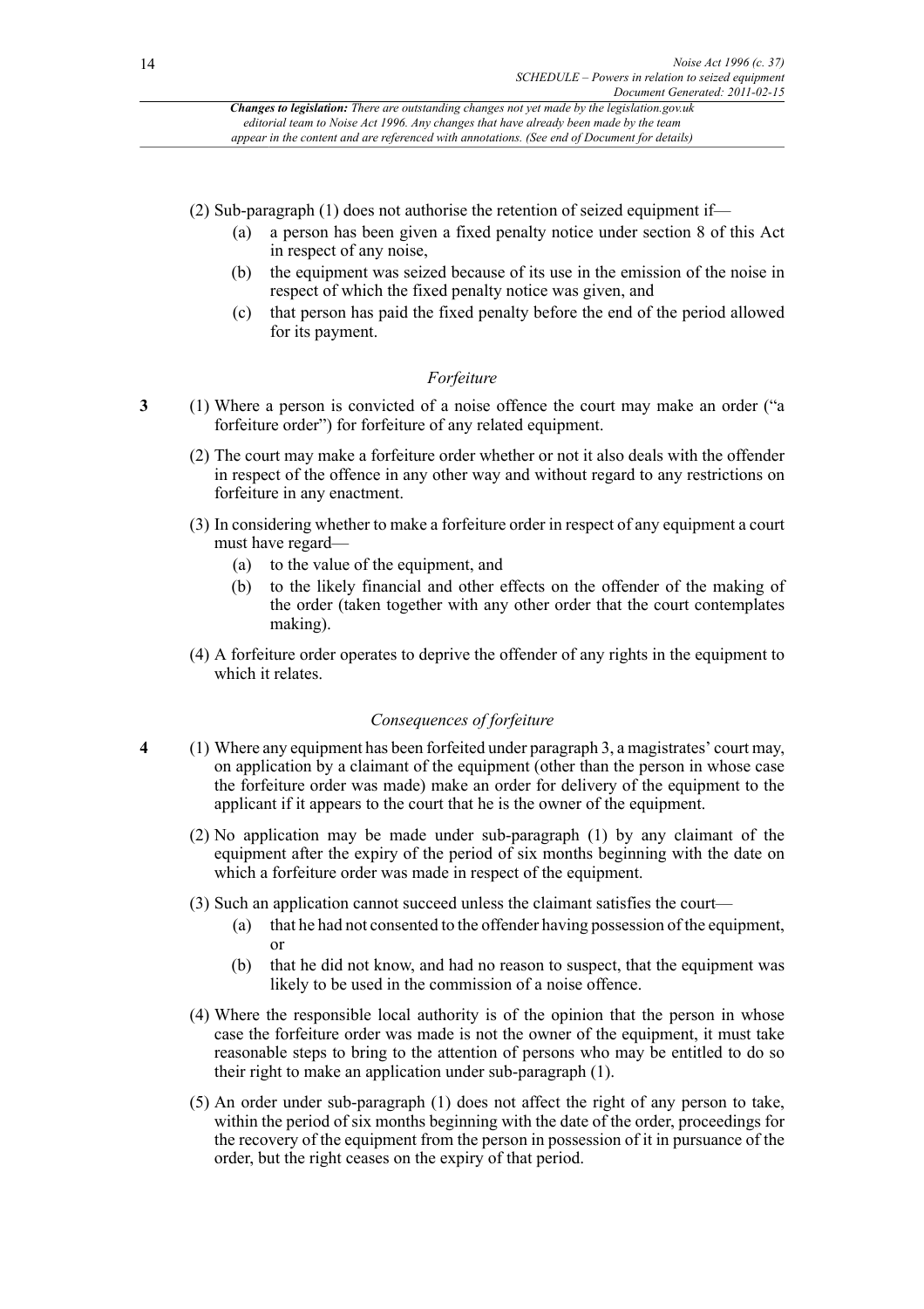(2) Sub-paragraph (1) does not authorise the retention of seized equipment if—

(a) a person has been given a fixed penalty notice under section 8 of this Act in respect of any noise,

(b) the equipment was seized because of its use in the emission of the noise in respect of which the fixed penalty notice was given, and

(c) that person has paid the fixed penalty before the end of the period allowed for its payment.

*Forfeiture*

**3** (1) Where a person is convicted of a noise offence the court may make an order ("a forfeiture order") for forfeiture of any related equipment.

(2) The court may make a forfeiture order whether or not it also deals with the offender in respect of the offence in any other way and without regard to any restrictions on forfeiture in any enactment.

(3) In considering whether to make a forfeiture order in respect of any equipment a court must have regard—

(a) to the value of the equipment, and

(b) to the likely financial and other effects on the offender of the making of the order (taken together with any other order that the court contemplates making).

(4) A forfeiture order operates to deprive the offender of any rights in the equipment to which it relates.

*Consequences of forfeiture*

**4** (1) Where any equipment has been forfeited under paragraph 3, a magistrates' court may, on application by a claimant of the equipment (other than the person in whose case the forfeiture order was made) make an order for delivery of the equipment to the applicant if it appears to the court that he is the owner of the equipment.

(2) No application may be made under sub-paragraph (1) by any claimant of the equipment after the expiry of the period of six months beginning with the date on which a forfeiture order was made in respect of the equipment.

(3) Such an application cannot succeed unless the claimant satisfies the court—

(a) that he had not consented to the offender having possession of the equipment, or

(b) that he did not know, and had no reason to suspect, that the equipment was likely to be used in the commission of a noise offence.

(4) Where the responsible local authority is of the opinion that the person in whose case the forfeiture order was made is not the owner of the equipment, it must take reasonable steps to bring to the attention of persons who may be entitled to do so their right to make an application under sub-paragraph (1).

(5) An order under sub-paragraph (1) does not affect the right of any person to take, within the period of six months beginning with the date of the order, proceedings for the recovery of the equipment from the person in possession of it in pursuance of the order, but the right ceases on the expiry of that period.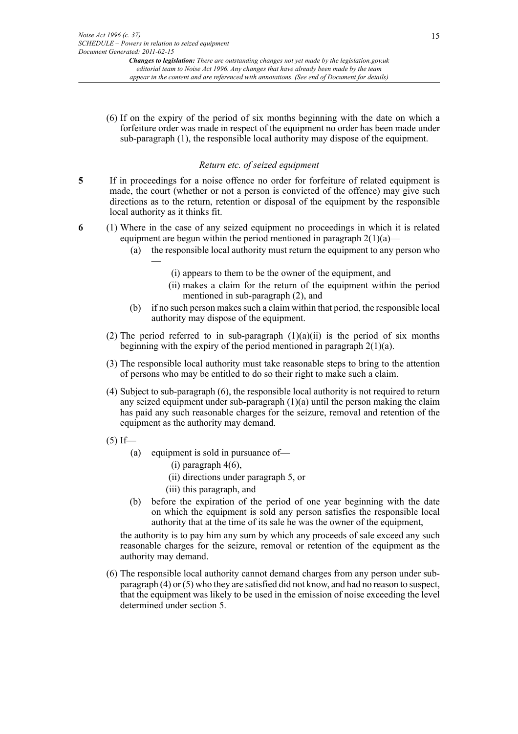(6) If on the expiry of the period of six months beginning with the date on which a forfeiture order was made in respect of the equipment no order has been made under sub-paragraph (1), the responsible local authority may dispose of the equipment.

*Return etc. of seized equipment*

**5** If in proceedings for a noise offence no order for forfeiture of related equipment is made, the court (whether or not a person is convicted of the offence) may give such directions as to the return, retention or disposal of the equipment by the responsible local authority as it thinks fit.

**6** (1) Where in the case of any seized equipment no proceedings in which it is related equipment are begun within the period mentioned in paragraph 2(1)(a)—

(a) the responsible local authority must return the equipment to any person who —

(i) appears to them to be the owner of the equipment, and

(ii) makes a claim for the return of the equipment within the period mentioned in sub-paragraph (2), and

(b) if no such person makes such a claim within that period, the responsible local authority may dispose of the equipment.

(2) The period referred to in sub-paragraph (1)(a)(ii) is the period of six months beginning with the expiry of the period mentioned in paragraph 2(1)(a).

(3) The responsible local authority must take reasonable steps to bring to the attention of persons who may be entitled to do so their right to make such a claim.

(4) Subject to sub-paragraph (6), the responsible local authority is not required to return any seized equipment under sub-paragraph (1)(a) until the person making the claim has paid any such reasonable charges for the seizure, removal and retention of the equipment as the authority may demand.

(5) If—

(a) equipment is sold in pursuance of—

(i) paragraph 4(6),

(ii) directions under paragraph 5, or

(iii) this paragraph, and

(b) before the expiration of the period of one year beginning with the date on which the equipment is sold any person satisfies the responsible local authority that at the time of its sale he was the owner of the equipment,

the authority is to pay him any sum by which any proceeds of sale exceed any such reasonable charges for the seizure, removal or retention of the equipment as the authority may demand.

(6) The responsible local authority cannot demand charges from any person under sub-paragraph (4) or (5) who they are satisfied did not know, and had no reason to suspect, that the equipment was likely to be used in the emission of noise exceeding the level determined under section 5.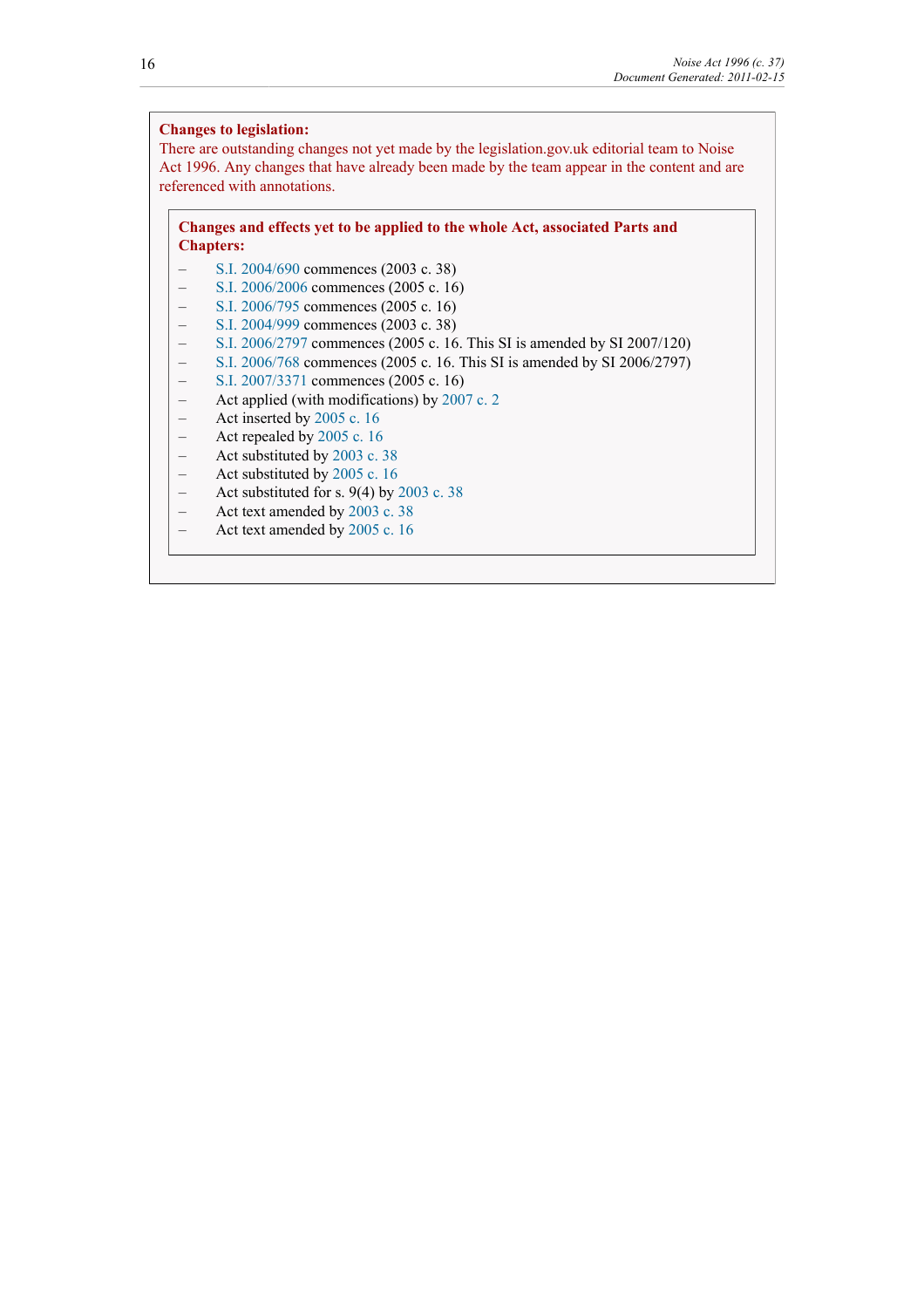**Changes to legislation:**
There are outstanding changes not yet made by the legislation.gov.uk editorial team to Noise Act 1996. Any changes that have already been made by the team appear in the content and are referenced with annotations.

**Changes and effects yet to be applied to the whole Act, associated Parts and Chapters:**

- S.I. 2004/690 commences (2003 c. 38)
- S.I. 2006/2006 commences (2005 c. 16)
- S.I. 2006/795 commences (2005 c. 16)
- S.I. 2004/999 commences (2003 c. 38)
- S.I. 2006/2797 commences (2005 c. 16. This SI is amended by SI 2007/120)
- S.I. 2006/768 commences (2005 c. 16. This SI is amended by SI 2006/2797)
- S.I. 2007/3371 commences (2005 c. 16)
- Act applied (with modifications) by 2007 c. 2
- Act inserted by 2005 c. 16
- Act repealed by 2005 c. 16
- Act substituted by 2003 c. 38
- Act substituted by 2005 c. 16
- Act substituted for s. 9(4) by 2003 c. 38
- Act text amended by 2003 c. 38
- Act text amended by 2005 c. 16